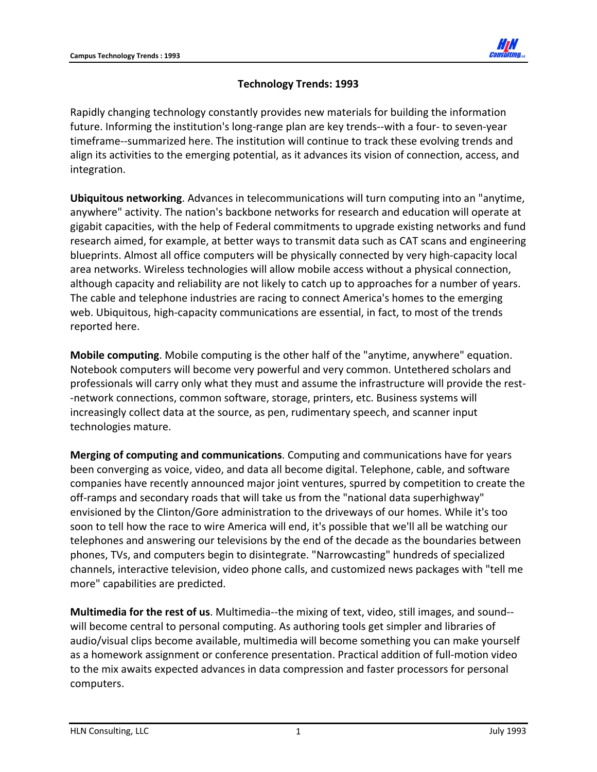# Technology Trends: 1993

Rapidly changing technology constantly provides new materials for building the information future. Informing the institution's long-range plan are key trends--with a four- to seven-year timeframe--summarized here. The institution will continue to track these evolving trends and align its activities to the emerging potential, as it advances its vision of connection, access, and integration.

**Ubiquitous networking**. Advances in telecommunications will turn computing into an "anytime, anywhere" activity. The nation's backbone networks for research and education will operate at gigabit capacities, with the help of Federal commitments to upgrade existing networks and fund research aimed, for example, at better ways to transmit data such as CAT scans and engineering blueprints. Almost all office computers will be physically connected by very high-capacity local area networks. Wireless technologies will allow mobile access without a physical connection, although capacity and reliability are not likely to catch up to approaches for a number of years. The cable and telephone industries are racing to connect America's homes to the emerging web. Ubiquitous, high-capacity communications are essential, in fact, to most of the trends reported here.

**Mobile computing**. Mobile computing is the other half of the "anytime, anywhere" equation. Notebook computers will become very powerful and very common. Untethered scholars and professionals will carry only what they must and assume the infrastructure will provide the rest--network connections, common software, storage, printers, etc. Business systems will increasingly collect data at the source, as pen, rudimentary speech, and scanner input technologies mature.

**Merging of computing and communications**. Computing and communications have for years been converging as voice, video, and data all become digital. Telephone, cable, and software companies have recently announced major joint ventures, spurred by competition to create the off-ramps and secondary roads that will take us from the "national data superhighway" envisioned by the Clinton/Gore administration to the driveways of our homes. While it's too soon to tell how the race to wire America will end, it's possible that we'll all be watching our telephones and answering our televisions by the end of the decade as the boundaries between phones, TVs, and computers begin to disintegrate. "Narrowcasting" hundreds of specialized channels, interactive television, video phone calls, and customized news packages with "tell me more" capabilities are predicted.

**Multimedia for the rest of us**. Multimedia--the mixing of text, video, still images, and sound--will become central to personal computing. As authoring tools get simpler and libraries of audio/visual clips become available, multimedia will become something you can make yourself as a homework assignment or conference presentation. Practical addition of full-motion video to the mix awaits expected advances in data compression and faster processors for personal computers.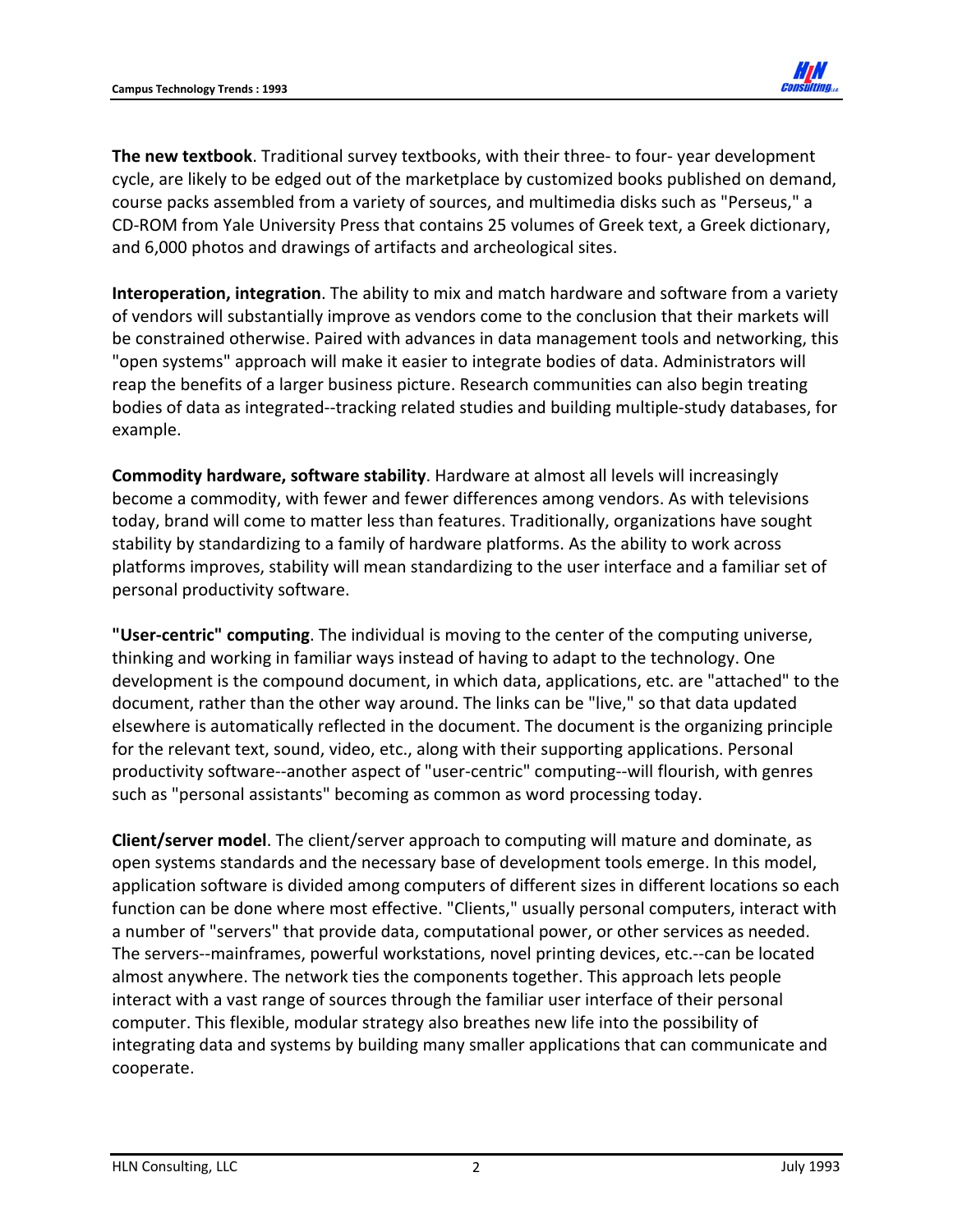**The new textbook**. Traditional survey textbooks, with their three- to four- year development cycle, are likely to be edged out of the marketplace by customized books published on demand, course packs assembled from a variety of sources, and multimedia disks such as "Perseus," a CD-ROM from Yale University Press that contains 25 volumes of Greek text, a Greek dictionary, and 6,000 photos and drawings of artifacts and archeological sites.

**Interoperation, integration**. The ability to mix and match hardware and software from a variety of vendors will substantially improve as vendors come to the conclusion that their markets will be constrained otherwise. Paired with advances in data management tools and networking, this "open systems" approach will make it easier to integrate bodies of data. Administrators will reap the benefits of a larger business picture. Research communities can also begin treating bodies of data as integrated--tracking related studies and building multiple-study databases, for example.

**Commodity hardware, software stability**. Hardware at almost all levels will increasingly become a commodity, with fewer and fewer differences among vendors. As with televisions today, brand will come to matter less than features. Traditionally, organizations have sought stability by standardizing to a family of hardware platforms. As the ability to work across platforms improves, stability will mean standardizing to the user interface and a familiar set of personal productivity software.

**"User-centric" computing**. The individual is moving to the center of the computing universe, thinking and working in familiar ways instead of having to adapt to the technology. One development is the compound document, in which data, applications, etc. are "attached" to the document, rather than the other way around. The links can be "live," so that data updated elsewhere is automatically reflected in the document. The document is the organizing principle for the relevant text, sound, video, etc., along with their supporting applications. Personal productivity software--another aspect of "user-centric" computing--will flourish, with genres such as "personal assistants" becoming as common as word processing today.

**Client/server model**. The client/server approach to computing will mature and dominate, as open systems standards and the necessary base of development tools emerge. In this model, application software is divided among computers of different sizes in different locations so each function can be done where most effective. "Clients," usually personal computers, interact with a number of "servers" that provide data, computational power, or other services as needed. The servers--mainframes, powerful workstations, novel printing devices, etc.--can be located almost anywhere. The network ties the components together. This approach lets people interact with a vast range of sources through the familiar user interface of their personal computer. This flexible, modular strategy also breathes new life into the possibility of integrating data and systems by building many smaller applications that can communicate and cooperate.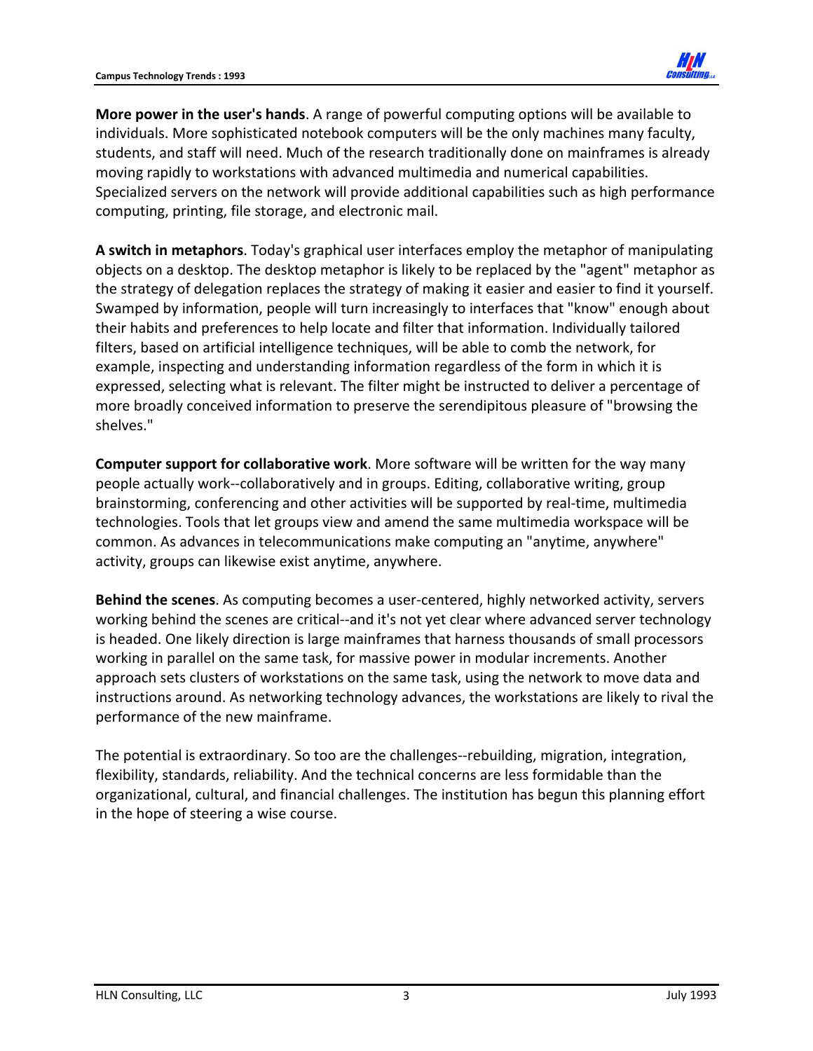**More power in the user's hands**. A range of powerful computing options will be available to individuals. More sophisticated notebook computers will be the only machines many faculty, students, and staff will need. Much of the research traditionally done on mainframes is already moving rapidly to workstations with advanced multimedia and numerical capabilities. Specialized servers on the network will provide additional capabilities such as high performance computing, printing, file storage, and electronic mail.

**A switch in metaphors**. Today's graphical user interfaces employ the metaphor of manipulating objects on a desktop. The desktop metaphor is likely to be replaced by the "agent" metaphor as the strategy of delegation replaces the strategy of making it easier and easier to find it yourself. Swamped by information, people will turn increasingly to interfaces that "know" enough about their habits and preferences to help locate and filter that information. Individually tailored filters, based on artificial intelligence techniques, will be able to comb the network, for example, inspecting and understanding information regardless of the form in which it is expressed, selecting what is relevant. The filter might be instructed to deliver a percentage of more broadly conceived information to preserve the serendipitous pleasure of "browsing the shelves."

**Computer support for collaborative work**. More software will be written for the way many people actually work--collaboratively and in groups. Editing, collaborative writing, group brainstorming, conferencing and other activities will be supported by real-time, multimedia technologies. Tools that let groups view and amend the same multimedia workspace will be common. As advances in telecommunications make computing an "anytime, anywhere" activity, groups can likewise exist anytime, anywhere.

**Behind the scenes**. As computing becomes a user-centered, highly networked activity, servers working behind the scenes are critical--and it's not yet clear where advanced server technology is headed. One likely direction is large mainframes that harness thousands of small processors working in parallel on the same task, for massive power in modular increments. Another approach sets clusters of workstations on the same task, using the network to move data and instructions around. As networking technology advances, the workstations are likely to rival the performance of the new mainframe.

The potential is extraordinary. So too are the challenges--rebuilding, migration, integration, flexibility, standards, reliability. And the technical concerns are less formidable than the organizational, cultural, and financial challenges. The institution has begun this planning effort in the hope of steering a wise course.